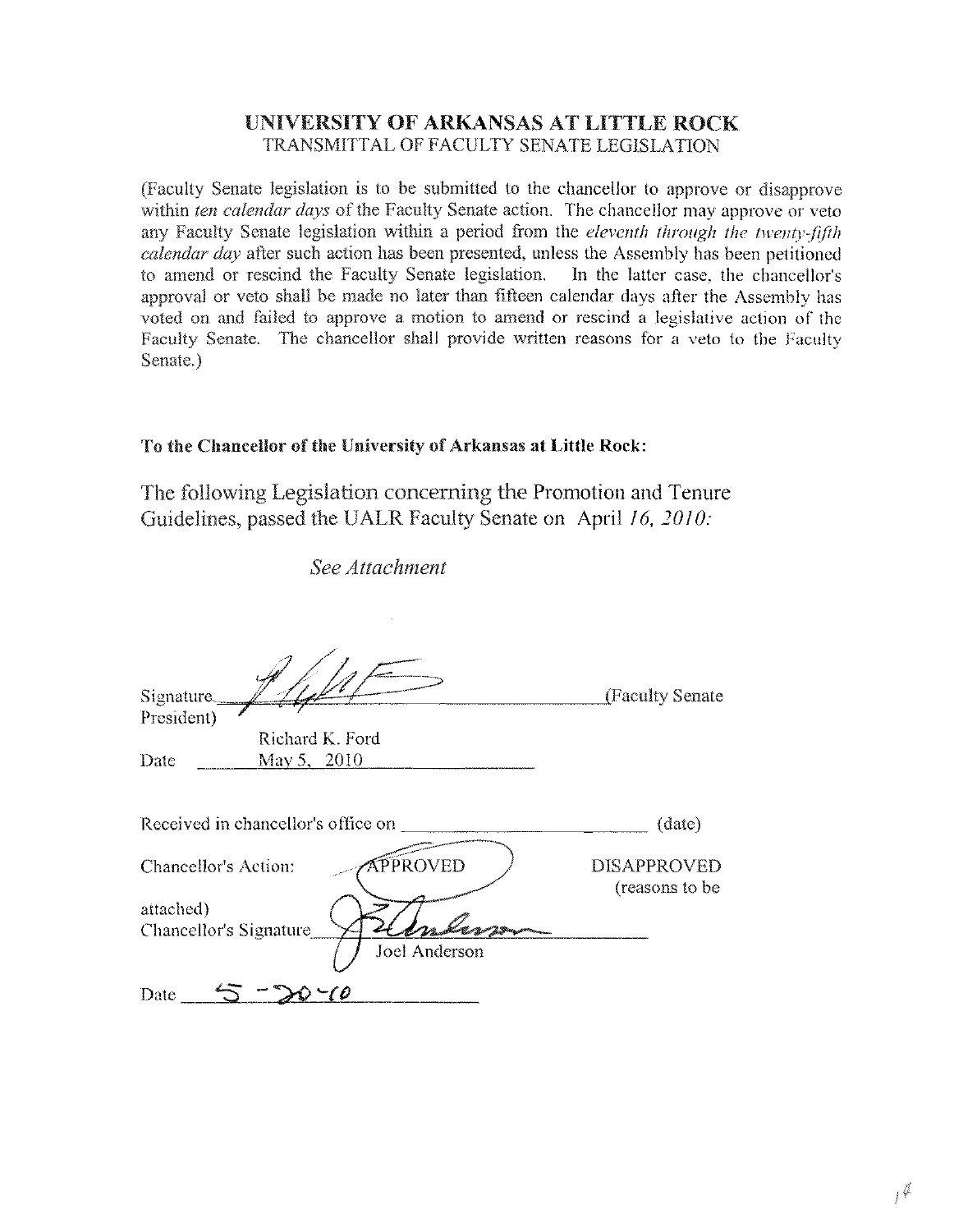# UNIVERSITY OF ARKANSAS AT LITTLE ROCK

TRANSMITTAL OF FACULTY SENATE LEGISLATION

(Faculty Senate legislation is to be submitted to the chancellor to approve or disapprove within *ten calendar days* of the Faculty Senate action. The chancellor may approve or veto any Faculty Senate legislation within a period from the *eleventh through the twenty-fifth calendar day* after such action has been presented, unless the Assembly has been petitioned to amend or rescind the Faculty Senate legislation. In the latter case, the chancellor's approval or veto shall be made no later than fifteen calendar days after the Assembly has voted on and failed to approve a motion to amend or rescind a legislative action of the Faculty Senate. The chancellor shall provide written reasons for a veto to the Faculty Senate.)

**To the Chancellor of the University of Arkansas at Little Rock:**

The following Legislation concerning the Promotion and Tenure Guidelines, passed the UALR Faculty Senate on April *16, 2010:*

*See Attachment*

Signature\_\_\_\_\_\_\_\_\_\_\_\_\_\_\_\_\_\_\_\_\_\_\_\_\_\_\_\_\_(Faculty Senate President)

Richard K. Ford

Date May 5, 2010

Received in chancellor's office on \_\_\_\_\_\_\_\_\_\_\_\_\_\_\_\_\_\_\_\_ (date)

Chancellor's Action: APPROVED DISAPPROVED (reasons to be attached)

Chancellor's Signature\_\_\_\_\_\_\_\_\_\_\_\_\_\_\_\_\_\_\_\_\_\_\_\_\_\_\_\_\_

Joel Anderson

Date 5-20-10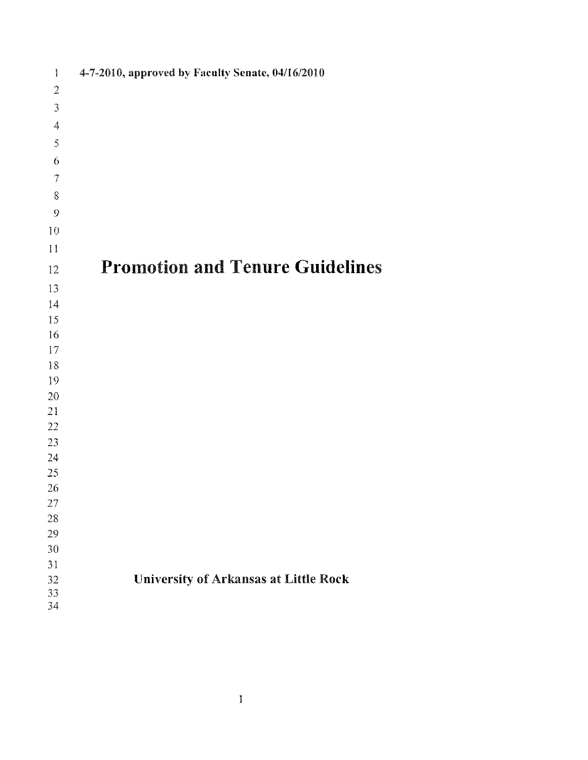4-7-2010, approved by Faculty Senate, 04/16/2010

# Promotion and Tenure Guidelines

**University of Arkansas at Little Rock**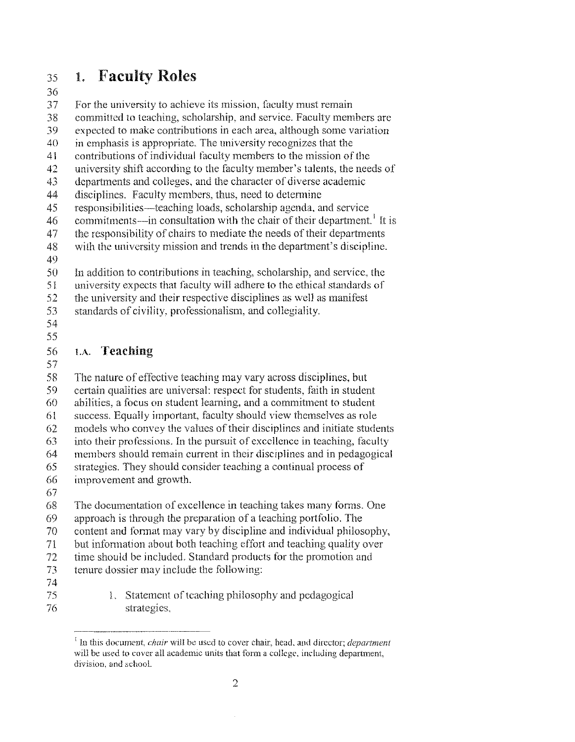# 1. Faculty Roles

For the university to achieve its mission, faculty must remain committed to teaching, scholarship, and service. Faculty members are expected to make contributions in each area, although some variation in emphasis is appropriate. The university recognizes that the contributions of individual faculty members to the mission of the university shift according to the faculty member's talents, the needs of departments and colleges, and the character of diverse academic disciplines. Faculty members, thus, need to determine responsibilities—teaching loads, scholarship agenda, and service commitments—in consultation with the chair of their department.[1] It is the responsibility of chairs to mediate the needs of their departments with the university mission and trends in the department's discipline.

In addition to contributions in teaching, scholarship, and service, the university expects that faculty will adhere to the ethical standards of the university and their respective disciplines as well as manifest standards of civility, professionalism, and collegiality.

## 1.A. Teaching

The nature of effective teaching may vary across disciplines, but certain qualities are universal: respect for students, faith in student abilities, a focus on student learning, and a commitment to student success. Equally important, faculty should view themselves as role models who convey the values of their disciplines and initiate students into their professions. In the pursuit of excellence in teaching, faculty members should remain current in their disciplines and in pedagogical strategies. They should consider teaching a continual process of improvement and growth.

The documentation of excellence in teaching takes many forms. One approach is through the preparation of a teaching portfolio. The content and format may vary by discipline and individual philosophy, but information about both teaching effort and teaching quality over time should be included. Standard products for the promotion and tenure dossier may include the following:

1. Statement of teaching philosophy and pedagogical strategies,

[1] In this document, *chair* will be used to cover chair, head, and director; *department* will be used to cover all academic units that form a college, including department, division, and school.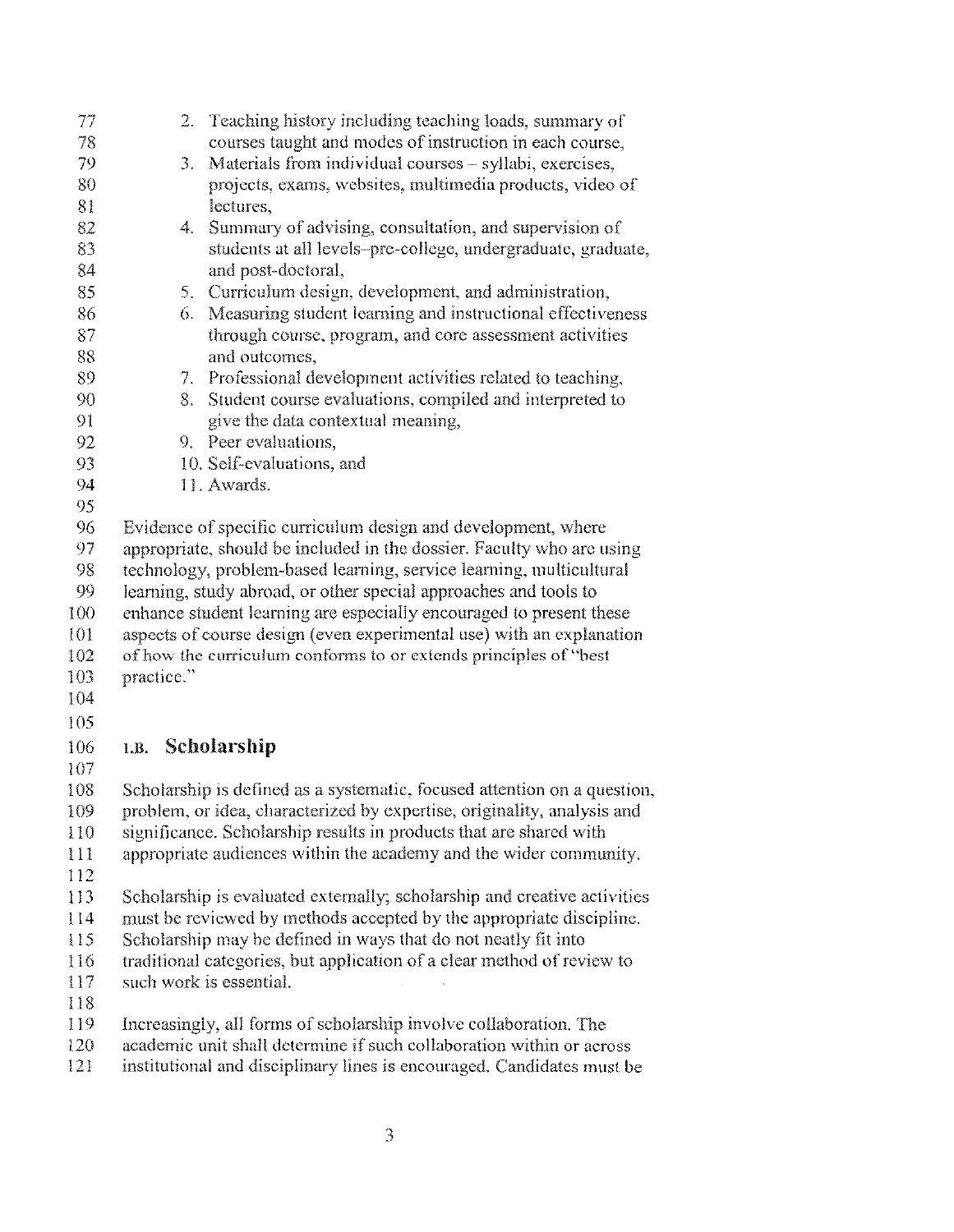2. Teaching history including teaching loads, summary of courses taught and modes of instruction in each course,
3. Materials from individual courses – syllabi, exercises, projects, exams, websites, multimedia products, video of lectures,
4. Summary of advising, consultation, and supervision of students at all levels–pre-college, undergraduate, graduate, and post-doctoral,
5. Curriculum design, development, and administration,
6. Measuring student learning and instructional effectiveness through course, program, and core assessment activities and outcomes,
7. Professional development activities related to teaching,
8. Student course evaluations, compiled and interpreted to give the data contextual meaning,
9. Peer evaluations,
10. Self-evaluations, and
11. Awards.

Evidence of specific curriculum design and development, where appropriate, should be included in the dossier. Faculty who are using technology, problem-based learning, service learning, multicultural learning, study abroad, or other special approaches and tools to enhance student learning are especially encouraged to present these aspects of course design (even experimental use) with an explanation of how the curriculum conforms to or extends principles of "best practice."

## I.B. Scholarship

Scholarship is defined as a systematic, focused attention on a question, problem, or idea, characterized by expertise, originality, analysis and significance. Scholarship results in products that are shared with appropriate audiences within the academy and the wider community.

Scholarship is evaluated externally; scholarship and creative activities must be reviewed by methods accepted by the appropriate discipline. Scholarship may be defined in ways that do not neatly fit into traditional categories, but application of a clear method of review to such work is essential.

Increasingly, all forms of scholarship involve collaboration. The academic unit shall determine if such collaboration within or across institutional and disciplinary lines is encouraged. Candidates must be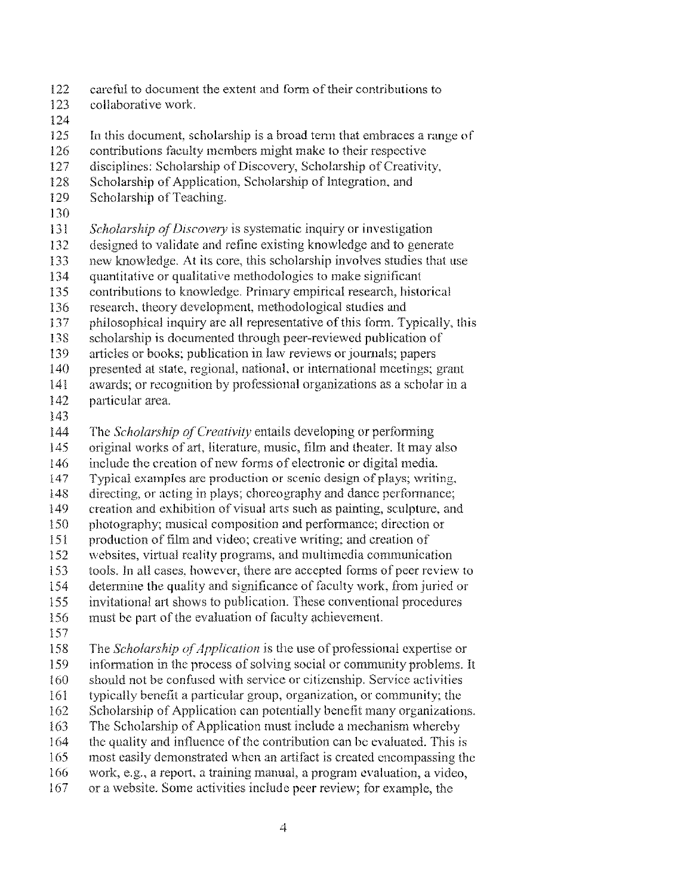careful to document the extent and form of their contributions to collaborative work.

In this document, scholarship is a broad term that embraces a range of contributions faculty members might make to their respective disciplines: Scholarship of Discovery, Scholarship of Creativity, Scholarship of Application, Scholarship of Integration, and Scholarship of Teaching.

*Scholarship of Discovery* is systematic inquiry or investigation designed to validate and refine existing knowledge and to generate new knowledge. At its core, this scholarship involves studies that use quantitative or qualitative methodologies to make significant contributions to knowledge. Primary empirical research, historical research, theory development, methodological studies and philosophical inquiry are all representative of this form. Typically, this scholarship is documented through peer-reviewed publication of articles or books; publication in law reviews or journals; papers presented at state, regional, national, or international meetings; grant awards; or recognition by professional organizations as a scholar in a particular area.

The *Scholarship of Creativity* entails developing or performing original works of art, literature, music, film and theater. It may also include the creation of new forms of electronic or digital media. Typical examples are production or scenic design of plays; writing, directing, or acting in plays; choreography and dance performance; creation and exhibition of visual arts such as painting, sculpture, and photography; musical composition and performance; direction or production of film and video; creative writing; and creation of websites, virtual reality programs, and multimedia communication tools. In all cases, however, there are accepted forms of peer review to determine the quality and significance of faculty work, from juried or invitational art shows to publication. These conventional procedures must be part of the evaluation of faculty achievement.

The *Scholarship of Application* is the use of professional expertise or information in the process of solving social or community problems. It should not be confused with service or citizenship. Service activities typically benefit a particular group, organization, or community; the Scholarship of Application can potentially benefit many organizations. The Scholarship of Application must include a mechanism whereby the quality and influence of the contribution can be evaluated. This is most easily demonstrated when an artifact is created encompassing the work, e.g., a report, a training manual, a program evaluation, a video, or a website. Some activities include peer review; for example, the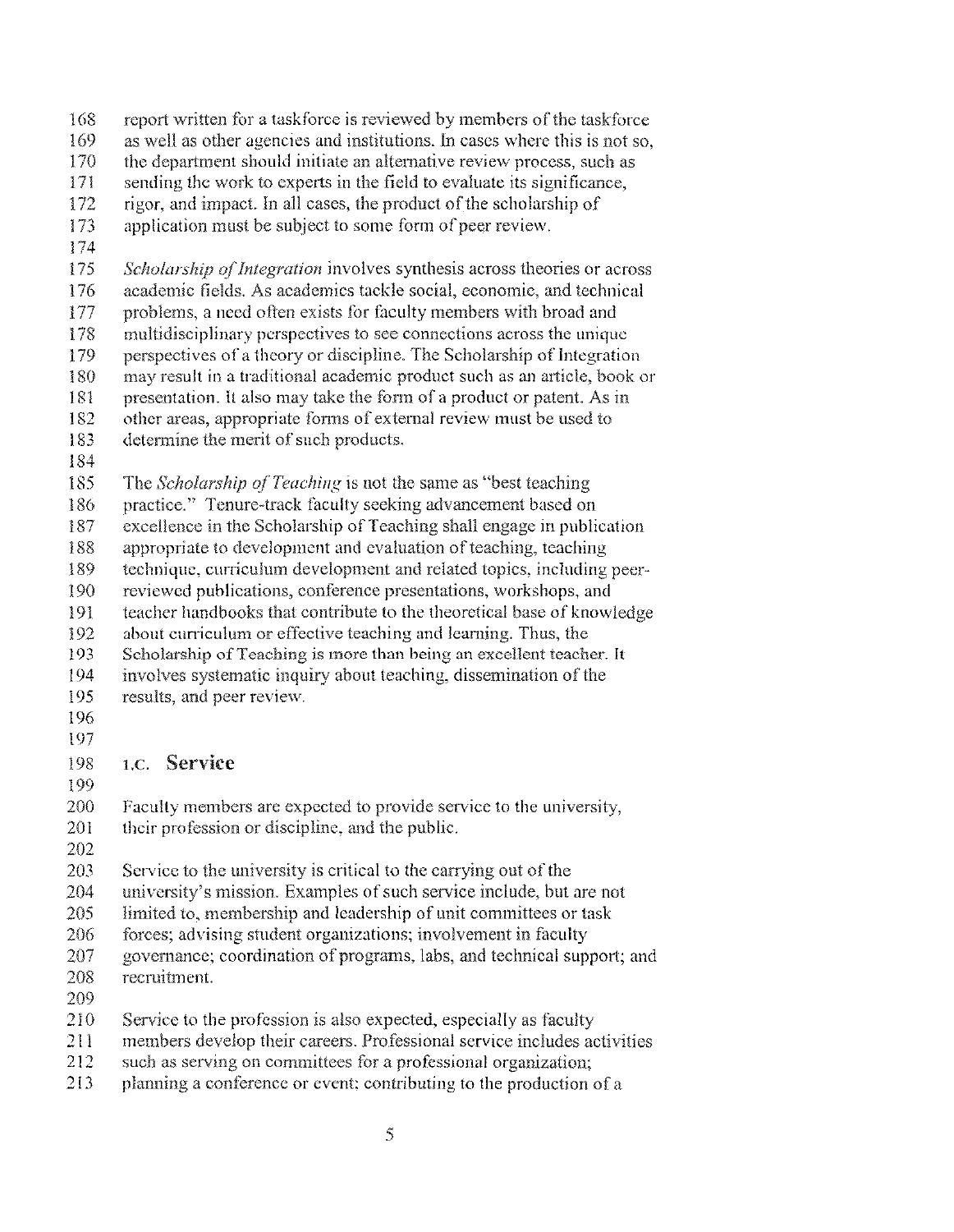report written for a taskforce is reviewed by members of the taskforce as well as other agencies and institutions. In cases where this is not so, the department should initiate an alternative review process, such as sending the work to experts in the field to evaluate its significance, rigor, and impact. In all cases, the product of the scholarship of application must be subject to some form of peer review.

*Scholarship of Integration* involves synthesis across theories or across academic fields. As academics tackle social, economic, and technical problems, a need often exists for faculty members with broad and multidisciplinary perspectives to see connections across the unique perspectives of a theory or discipline. The Scholarship of Integration may result in a traditional academic product such as an article, book or presentation. It also may take the form of a product or patent. As in other areas, appropriate forms of external review must be used to determine the merit of such products.

The *Scholarship of Teaching* is not the same as "best teaching practice." Tenure-track faculty seeking advancement based on excellence in the Scholarship of Teaching shall engage in publication appropriate to development and evaluation of teaching, teaching technique, curriculum development and related topics, including peer-reviewed publications, conference presentations, workshops, and teacher handbooks that contribute to the theoretical base of knowledge about curriculum or effective teaching and learning. Thus, the Scholarship of Teaching is more than being an excellent teacher. It involves systematic inquiry about teaching, dissemination of the results, and peer review.

### I.C. Service

Faculty members are expected to provide service to the university, their profession or discipline, and the public.

Service to the university is critical to the carrying out of the university's mission. Examples of such service include, but are not limited to, membership and leadership of unit committees or task forces; advising student organizations; involvement in faculty governance; coordination of programs, labs, and technical support; and recruitment.

Service to the profession is also expected, especially as faculty members develop their careers. Professional service includes activities such as serving on committees for a professional organization; planning a conference or event; contributing to the production of a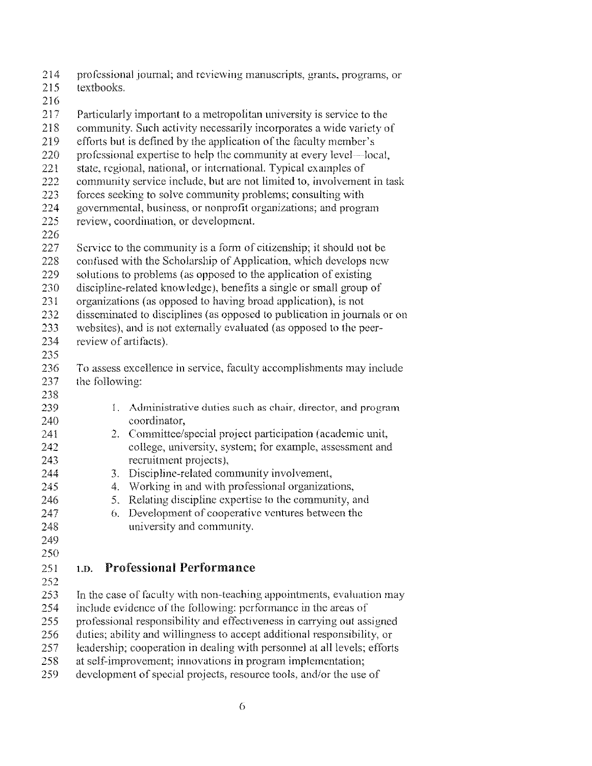professional journal; and reviewing manuscripts, grants, programs, or textbooks.

Particularly important to a metropolitan university is service to the community. Such activity necessarily incorporates a wide variety of efforts but is defined by the application of the faculty member's professional expertise to help the community at every level—local, state, regional, national, or international. Typical examples of community service include, but are not limited to, involvement in task forces seeking to solve community problems; consulting with governmental, business, or nonprofit organizations; and program review, coordination, or development.

Service to the community is a form of citizenship; it should not be confused with the Scholarship of Application, which develops new solutions to problems (as opposed to the application of existing discipline-related knowledge), benefits a single or small group of organizations (as opposed to having broad application), is not disseminated to disciplines (as opposed to publication in journals or on websites), and is not externally evaluated (as opposed to the peer-review of artifacts).

To assess excellence in service, faculty accomplishments may include the following:

1. Administrative duties such as chair, director, and program coordinator,
2. Committee/special project participation (academic unit, college, university, system; for example, assessment and recruitment projects),
3. Discipline-related community involvement,
4. Working in and with professional organizations,
5. Relating discipline expertise to the community, and
6. Development of cooperative ventures between the university and community.

## I.D. Professional Performance

In the case of faculty with non-teaching appointments, evaluation may include evidence of the following: performance in the areas of professional responsibility and effectiveness in carrying out assigned duties; ability and willingness to accept additional responsibility, or leadership; cooperation in dealing with personnel at all levels; efforts at self-improvement; innovations in program implementation; development of special projects, resource tools, and/or the use of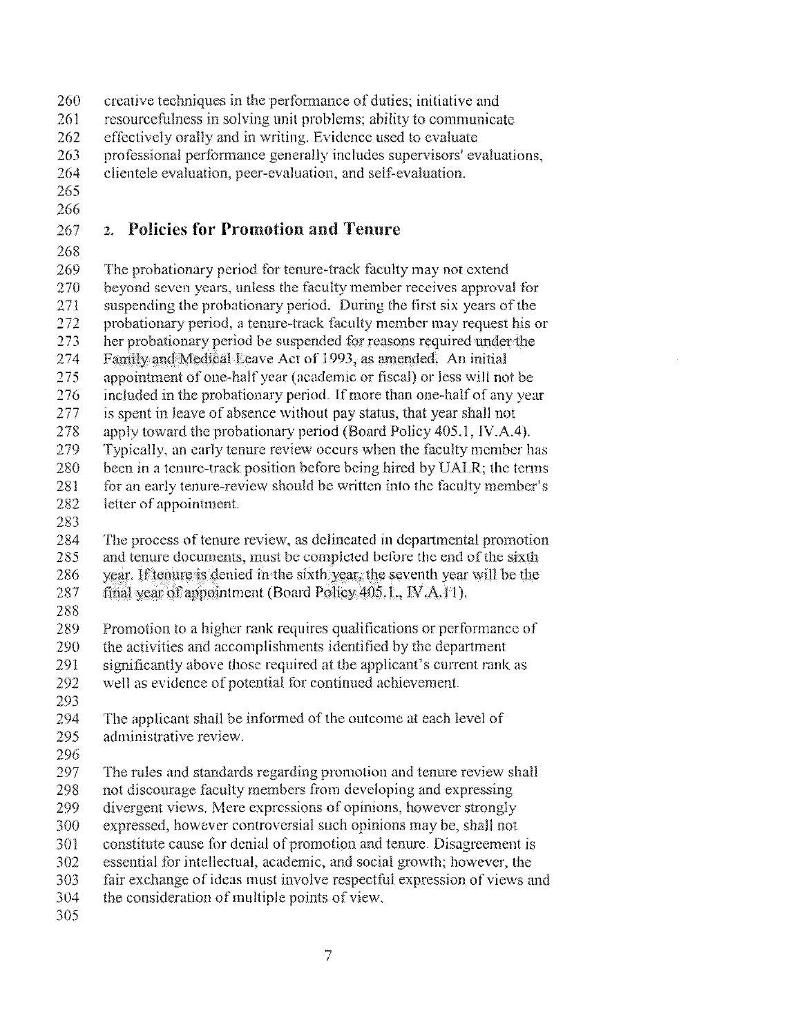creative techniques in the performance of duties; initiative and resourcefulness in solving unit problems; ability to communicate effectively orally and in writing. Evidence used to evaluate professional performance generally includes supervisors' evaluations, clientele evaluation, peer-evaluation, and self-evaluation.

## 2. Policies for Promotion and Tenure

The probationary period for tenure-track faculty may not extend beyond seven years, unless the faculty member receives approval for suspending the probationary period. During the first six years of the probationary period, a tenure-track faculty member may request his or her probationary period be suspended for reasons required under the Family and Medical Leave Act of 1993, as amended. An initial appointment of one-half year (academic or fiscal) or less will not be included in the probationary period. If more than one-half of any year is spent in leave of absence without pay status, that year shall not apply toward the probationary period (Board Policy 405.1, IV.A.4). Typically, an early tenure review occurs when the faculty member has been in a tenure-track position before being hired by UALR; the terms for an early tenure-review should be written into the faculty member's letter of appointment.

The process of tenure review, as delineated in departmental promotion and tenure documents, must be completed before the end of the sixth year. If tenure is denied in the sixth year, the seventh year will be the final year of appointment (Board Policy 405.1., IV.A.11).

Promotion to a higher rank requires qualifications or performance of the activities and accomplishments identified by the department significantly above those required at the applicant's current rank as well as evidence of potential for continued achievement.

The applicant shall be informed of the outcome at each level of administrative review.

The rules and standards regarding promotion and tenure review shall not discourage faculty members from developing and expressing divergent views. Mere expressions of opinions, however strongly expressed, however controversial such opinions may be, shall not constitute cause for denial of promotion and tenure. Disagreement is essential for intellectual, academic, and social growth; however, the fair exchange of ideas must involve respectful expression of views and the consideration of multiple points of view.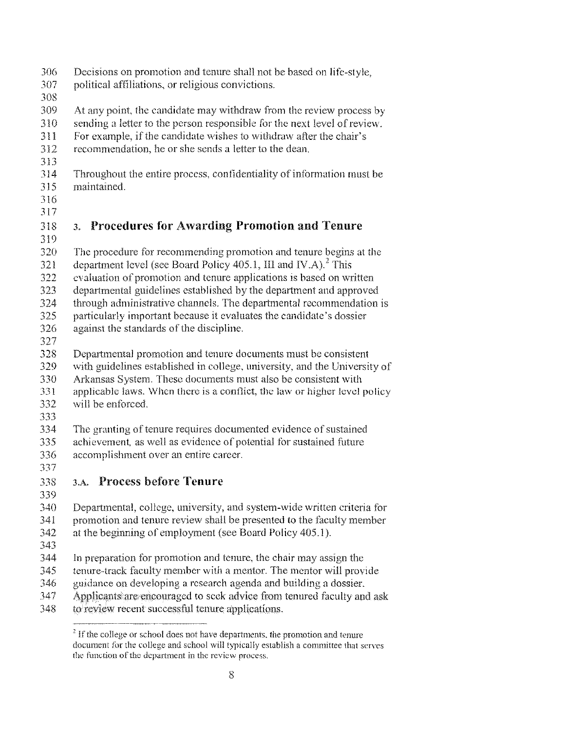Decisions on promotion and tenure shall not be based on life-style, political affiliations, or religious convictions.

At any point, the candidate may withdraw from the review process by sending a letter to the person responsible for the next level of review. For example, if the candidate wishes to withdraw after the chair's recommendation, he or she sends a letter to the dean.

Throughout the entire process, confidentiality of information must be maintained.

## 3. Procedures for Awarding Promotion and Tenure

The procedure for recommending promotion and tenure begins at the department level (see Board Policy 405.1, III and IV.A).[2] This evaluation of promotion and tenure applications is based on written departmental guidelines established by the department and approved through administrative channels. The departmental recommendation is particularly important because it evaluates the candidate's dossier against the standards of the discipline.

Departmental promotion and tenure documents must be consistent with guidelines established in college, university, and the University of Arkansas System. These documents must also be consistent with applicable laws. When there is a conflict, the law or higher level policy will be enforced.

The granting of tenure requires documented evidence of sustained achievement, as well as evidence of potential for sustained future accomplishment over an entire career.

### 3.A. Process before Tenure

Departmental, college, university, and system-wide written criteria for promotion and tenure review shall be presented to the faculty member at the beginning of employment (see Board Policy 405.1).

In preparation for promotion and tenure, the chair may assign the tenure-track faculty member with a mentor. The mentor will provide guidance on developing a research agenda and building a dossier. Applicants are encouraged to seek advice from tenured faculty and ask to review recent successful tenure applications.

[2] If the college or school does not have departments, the promotion and tenure document for the college and school will typically establish a committee that serves the function of the department in the review process.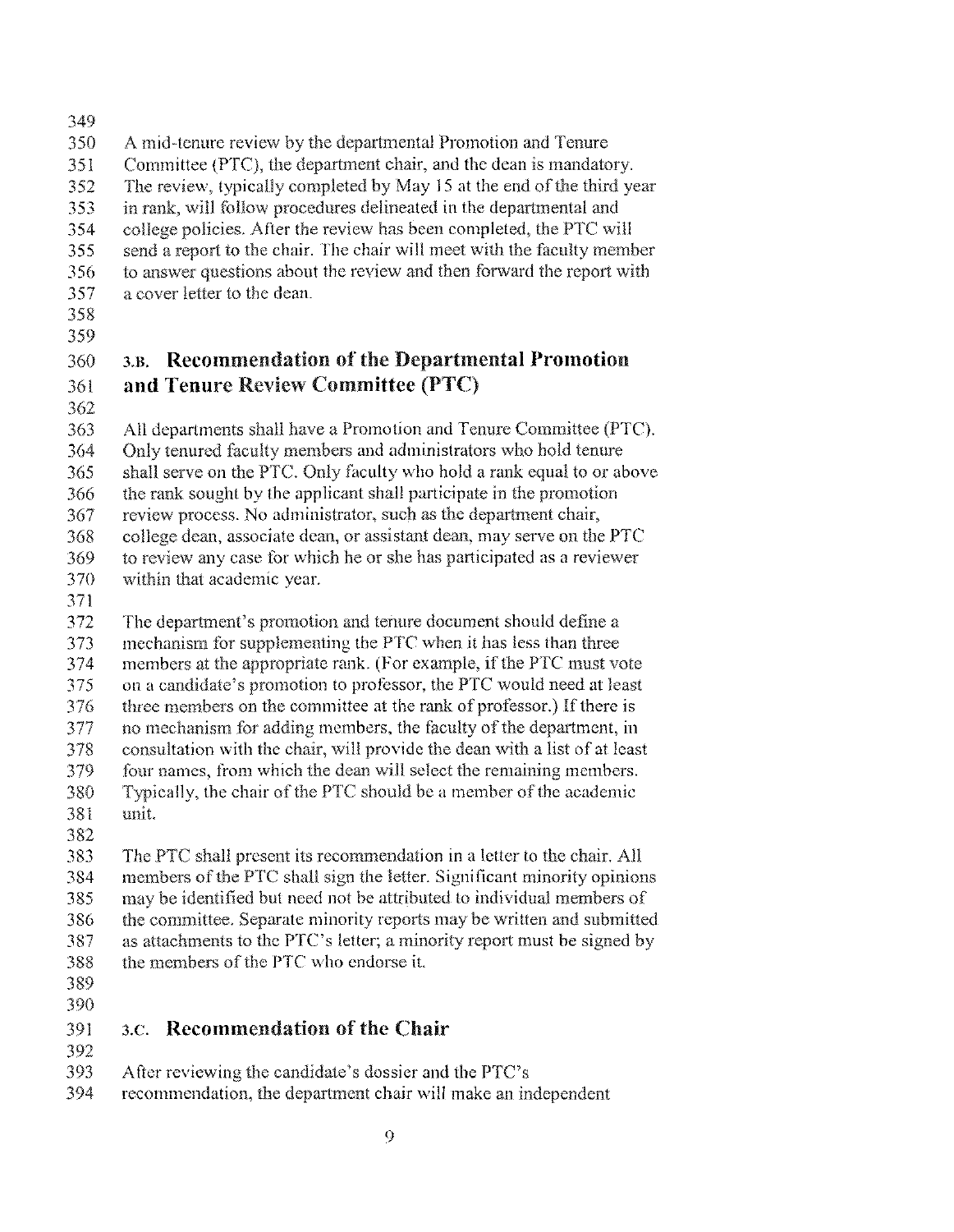A mid-tenure review by the departmental Promotion and Tenure Committee (PTC), the department chair, and the dean is mandatory. The review, typically completed by May 15 at the end of the third year in rank, will follow procedures delineated in the departmental and college policies. After the review has been completed, the PTC will send a report to the chair. The chair will meet with the faculty member to answer questions about the review and then forward the report with a cover letter to the dean.

## 3.B. Recommendation of the Departmental Promotion and Tenure Review Committee (PTC)

All departments shall have a Promotion and Tenure Committee (PTC). Only tenured faculty members and administrators who hold tenure shall serve on the PTC. Only faculty who hold a rank equal to or above the rank sought by the applicant shall participate in the promotion review process. No administrator, such as the department chair, college dean, associate dean, or assistant dean, may serve on the PTC to review any case for which he or she has participated as a reviewer within that academic year.

The department's promotion and tenure document should define a mechanism for supplementing the PTC when it has less than three members at the appropriate rank. (For example, if the PTC must vote on a candidate's promotion to professor, the PTC would need at least three members on the committee at the rank of professor.) If there is no mechanism for adding members, the faculty of the department, in consultation with the chair, will provide the dean with a list of at least four names, from which the dean will select the remaining members. Typically, the chair of the PTC should be a member of the academic unit.

The PTC shall present its recommendation in a letter to the chair. All members of the PTC shall sign the letter. Significant minority opinions may be identified but need not be attributed to individual members of the committee. Separate minority reports may be written and submitted as attachments to the PTC's letter; a minority report must be signed by the members of the PTC who endorse it.

## 3.C. Recommendation of the Chair

After reviewing the candidate's dossier and the PTC's recommendation, the department chair will make an independent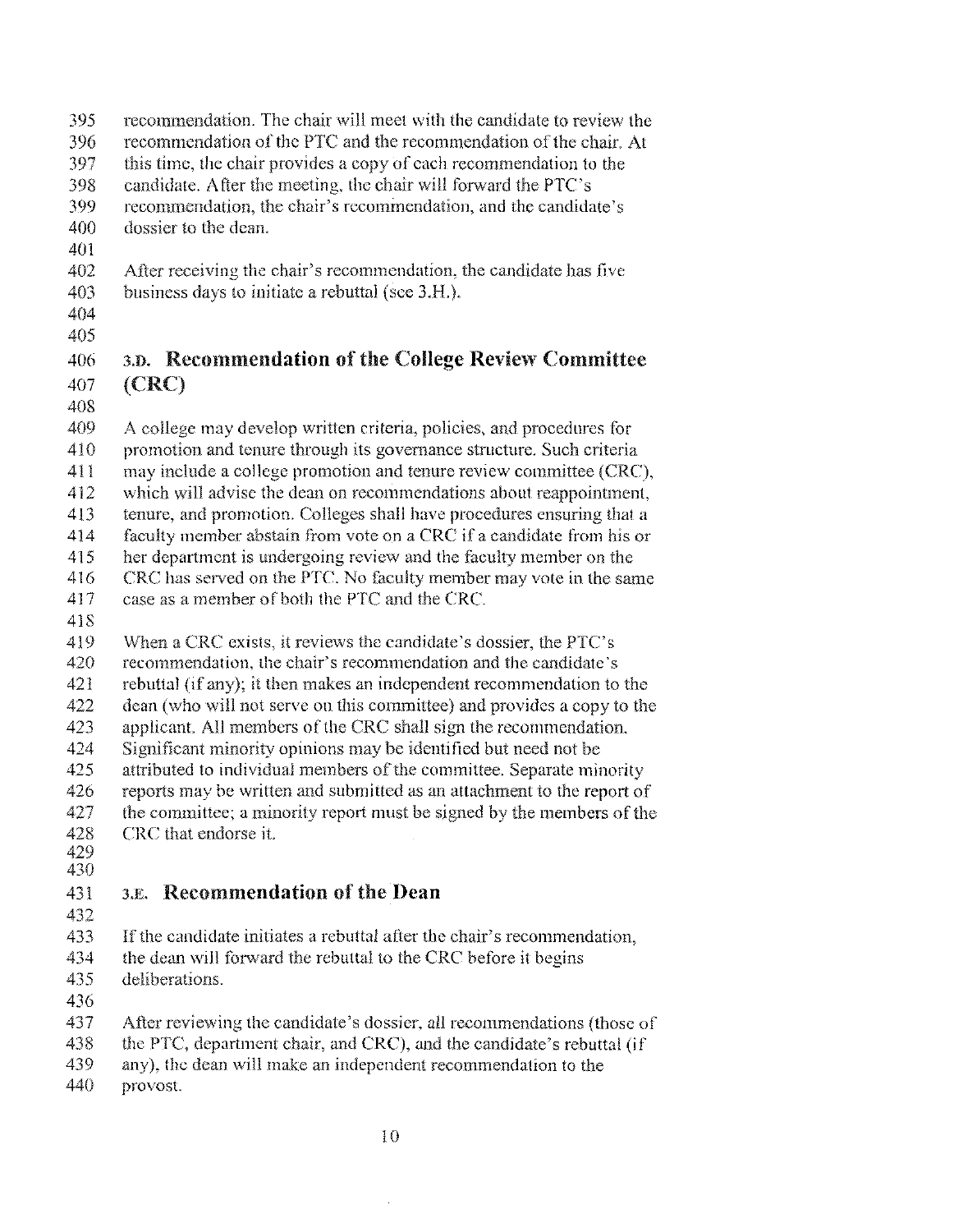recommendation. The chair will meet with the candidate to review the recommendation of the PTC and the recommendation of the chair. At this time, the chair provides a copy of each recommendation to the candidate. After the meeting, the chair will forward the PTC's recommendation, the chair's recommendation, and the candidate's dossier to the dean.

After receiving the chair's recommendation, the candidate has five business days to initiate a rebuttal (see 3.H.).

## 3.D. Recommendation of the College Review Committee (CRC)

A college may develop written criteria, policies, and procedures for promotion and tenure through its governance structure. Such criteria may include a college promotion and tenure review committee (CRC), which will advise the dean on recommendations about reappointment, tenure, and promotion. Colleges shall have procedures ensuring that a faculty member abstain from vote on a CRC if a candidate from his or her department is undergoing review and the faculty member on the CRC has served on the PTC. No faculty member may vote in the same case as a member of both the PTC and the CRC.

When a CRC exists, it reviews the candidate's dossier, the PTC's recommendation, the chair's recommendation and the candidate's rebuttal (if any); it then makes an independent recommendation to the dean (who will not serve on this committee) and provides a copy to the applicant. All members of the CRC shall sign the recommendation. Significant minority opinions may be identified but need not be attributed to individual members of the committee. Separate minority reports may be written and submitted as an attachment to the report of the committee; a minority report must be signed by the members of the CRC that endorse it.

## 3.E. Recommendation of the Dean

If the candidate initiates a rebuttal after the chair's recommendation, the dean will forward the rebuttal to the CRC before it begins deliberations.

After reviewing the candidate's dossier, all recommendations (those of the PTC, department chair, and CRC), and the candidate's rebuttal (if any), the dean will make an independent recommendation to the provost.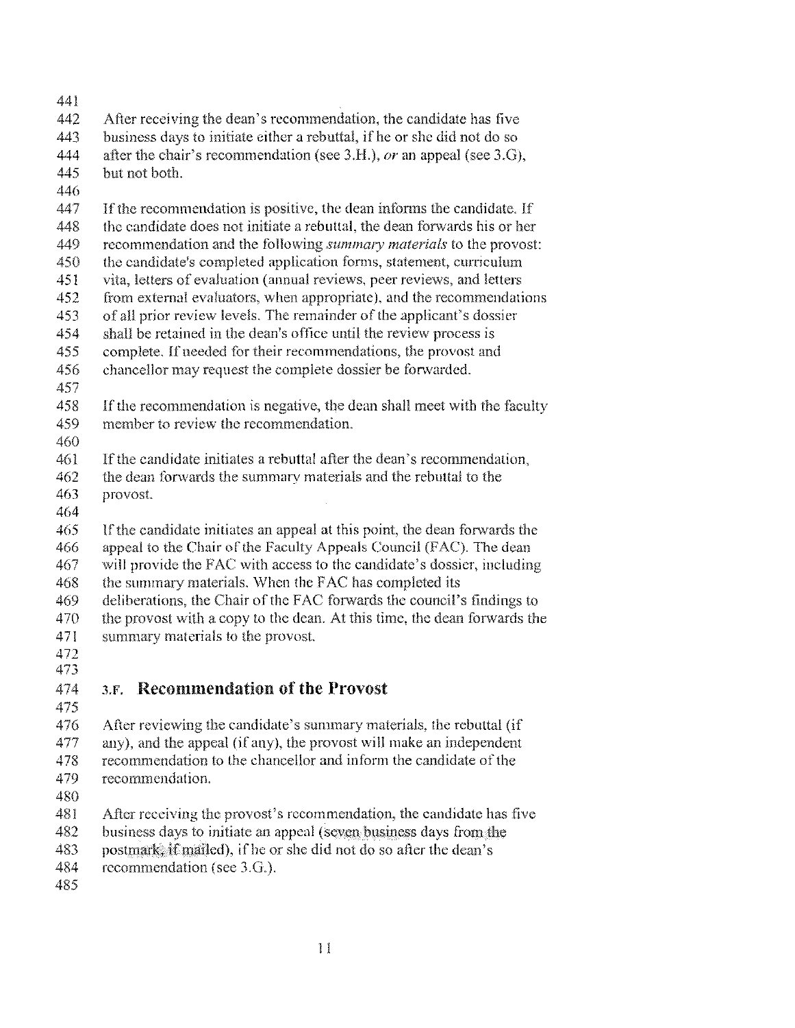After receiving the dean's recommendation, the candidate has five business days to initiate either a rebuttal, if he or she did not do so after the chair's recommendation (see 3.H.), *or* an appeal (see 3.G), but not both.

If the recommendation is positive, the dean informs the candidate. If the candidate does not initiate a rebuttal, the dean forwards his or her recommendation and the following *summary materials* to the provost: the candidate's completed application forms, statement, curriculum vita, letters of evaluation (annual reviews, peer reviews, and letters from external evaluators, when appropriate), and the recommendations of all prior review levels. The remainder of the applicant's dossier shall be retained in the dean's office until the review process is complete. If needed for their recommendations, the provost and chancellor may request the complete dossier be forwarded.

If the recommendation is negative, the dean shall meet with the faculty member to review the recommendation.

If the candidate initiates a rebuttal after the dean's recommendation, the dean forwards the summary materials and the rebuttal to the provost.

If the candidate initiates an appeal at this point, the dean forwards the appeal to the Chair of the Faculty Appeals Council (FAC). The dean will provide the FAC with access to the candidate's dossier, including the summary materials. When the FAC has completed its deliberations, the Chair of the FAC forwards the council's findings to the provost with a copy to the dean. At this time, the dean forwards the summary materials to the provost.

## 3.F. Recommendation of the Provost

After reviewing the candidate's summary materials, the rebuttal (if any), and the appeal (if any), the provost will make an independent recommendation to the chancellor and inform the candidate of the recommendation.

After receiving the provost's recommendation, the candidate has five business days to initiate an appeal (seven business days from the postmark, if mailed), if he or she did not do so after the dean's recommendation (see 3.G.).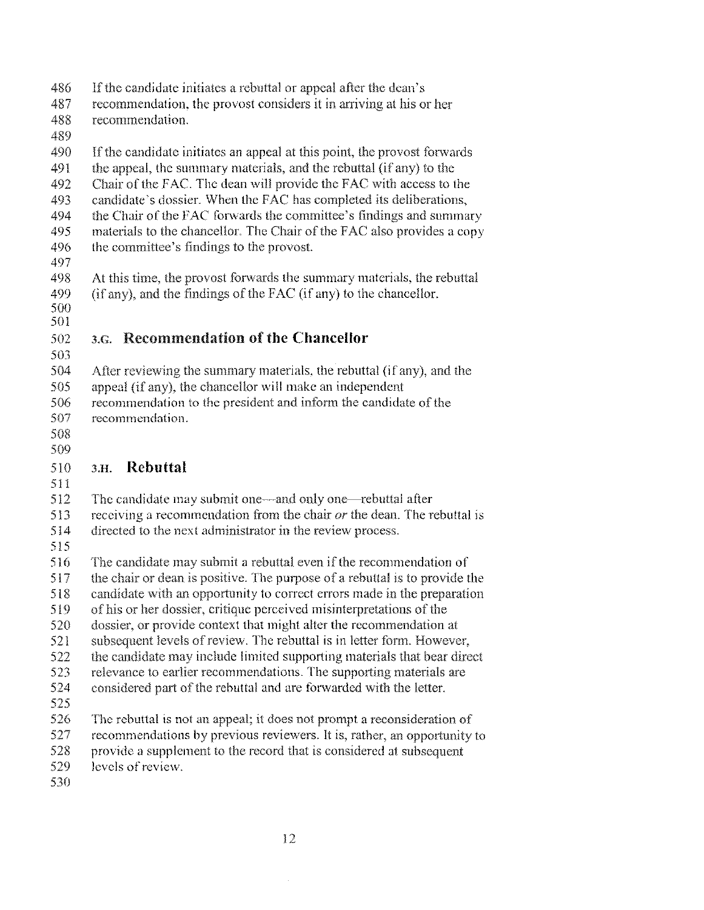If the candidate initiates a rebuttal or appeal after the dean's recommendation, the provost considers it in arriving at his or her recommendation.

If the candidate initiates an appeal at this point, the provost forwards the appeal, the summary materials, and the rebuttal (if any) to the Chair of the FAC. The dean will provide the FAC with access to the candidate's dossier. When the FAC has completed its deliberations, the Chair of the FAC forwards the committee's findings and summary materials to the chancellor. The Chair of the FAC also provides a copy the committee's findings to the provost.

At this time, the provost forwards the summary materials, the rebuttal (if any), and the findings of the FAC (if any) to the chancellor.

## 3.G. Recommendation of the Chancellor

After reviewing the summary materials, the rebuttal (if any), and the appeal (if any), the chancellor will make an independent recommendation to the president and inform the candidate of the recommendation.

## 3.H. Rebuttal

The candidate may submit one—and only one—rebuttal after receiving a recommendation from the chair *or* the dean. The rebuttal is directed to the next administrator in the review process.

The candidate may submit a rebuttal even if the recommendation of the chair or dean is positive. The purpose of a rebuttal is to provide the candidate with an opportunity to correct errors made in the preparation of his or her dossier, critique perceived misinterpretations of the dossier, or provide context that might alter the recommendation at subsequent levels of review. The rebuttal is in letter form. However, the candidate may include limited supporting materials that bear direct relevance to earlier recommendations. The supporting materials are considered part of the rebuttal and are forwarded with the letter.

The rebuttal is not an appeal; it does not prompt a reconsideration of recommendations by previous reviewers. It is, rather, an opportunity to provide a supplement to the record that is considered at subsequent levels of review.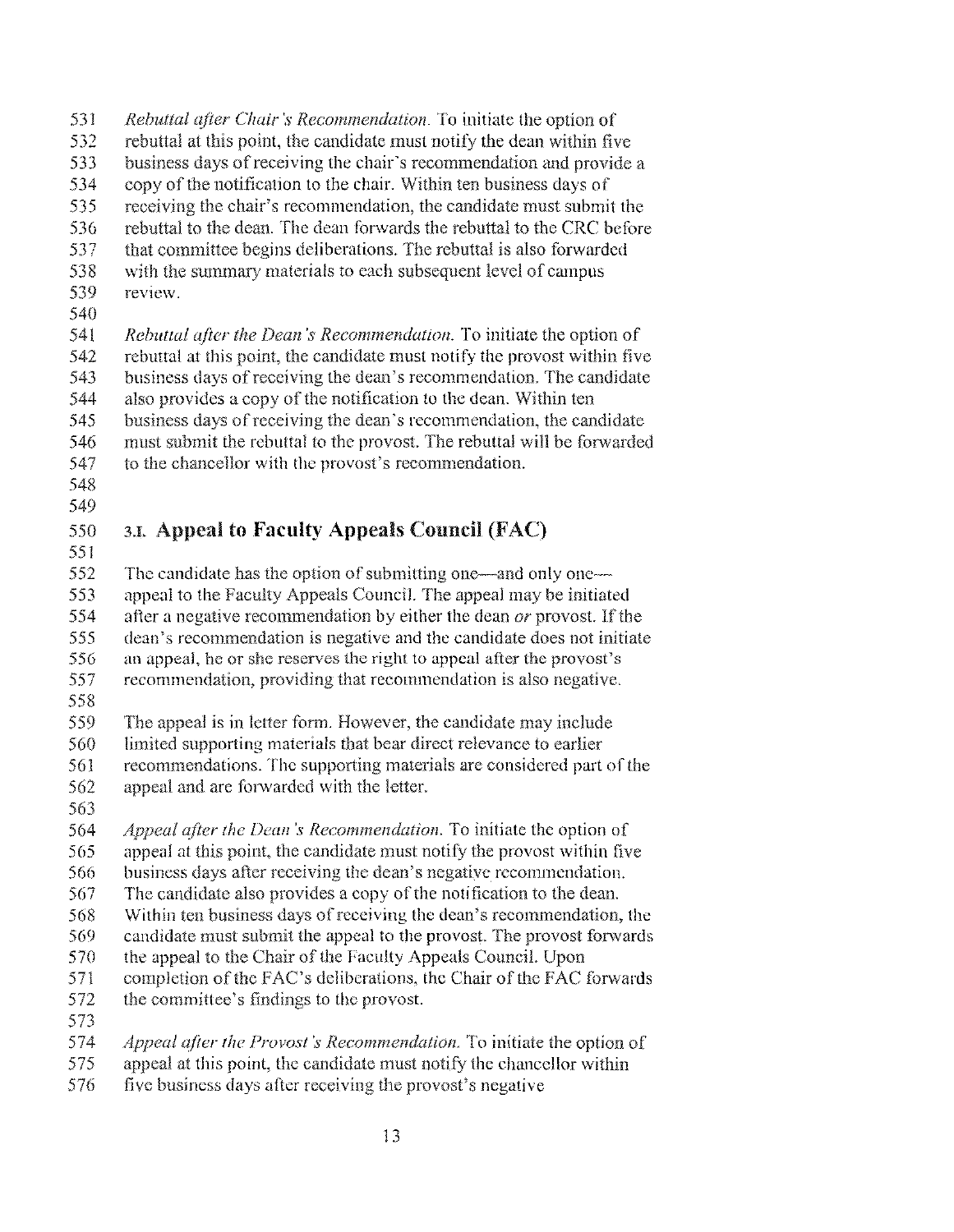*Rebuttal after Chair's Recommendation.* To initiate the option of rebuttal at this point, the candidate must notify the dean within five business days of receiving the chair's recommendation and provide a copy of the notification to the chair. Within ten business days of receiving the chair's recommendation, the candidate must submit the rebuttal to the dean. The dean forwards the rebuttal to the CRC before that committee begins deliberations. The rebuttal is also forwarded with the summary materials to each subsequent level of campus review.

*Rebuttal after the Dean's Recommendation.* To initiate the option of rebuttal at this point, the candidate must notify the provost within five business days of receiving the dean's recommendation. The candidate also provides a copy of the notification to the dean. Within ten business days of receiving the dean's recommendation, the candidate must submit the rebuttal to the provost. The rebuttal will be forwarded to the chancellor with the provost's recommendation.

## 3.I. Appeal to Faculty Appeals Council (FAC)

The candidate has the option of submitting one—and only one—appeal to the Faculty Appeals Council. The appeal may be initiated after a negative recommendation by either the dean *or* provost. If the dean's recommendation is negative and the candidate does not initiate an appeal, he or she reserves the right to appeal after the provost's recommendation, providing that recommendation is also negative.

The appeal is in letter form. However, the candidate may include limited supporting materials that bear direct relevance to earlier recommendations. The supporting materials are considered part of the appeal and are forwarded with the letter.

*Appeal after the Dean's Recommendation.* To initiate the option of appeal at this point, the candidate must notify the provost within five business days after receiving the dean's negative recommendation. The candidate also provides a copy of the notification to the dean. Within ten business days of receiving the dean's recommendation, the candidate must submit the appeal to the provost. The provost forwards the appeal to the Chair of the Faculty Appeals Council. Upon completion of the FAC's deliberations, the Chair of the FAC forwards the committee's findings to the provost.

*Appeal after the Provost's Recommendation.* To initiate the option of appeal at this point, the candidate must notify the chancellor within five business days after receiving the provost's negative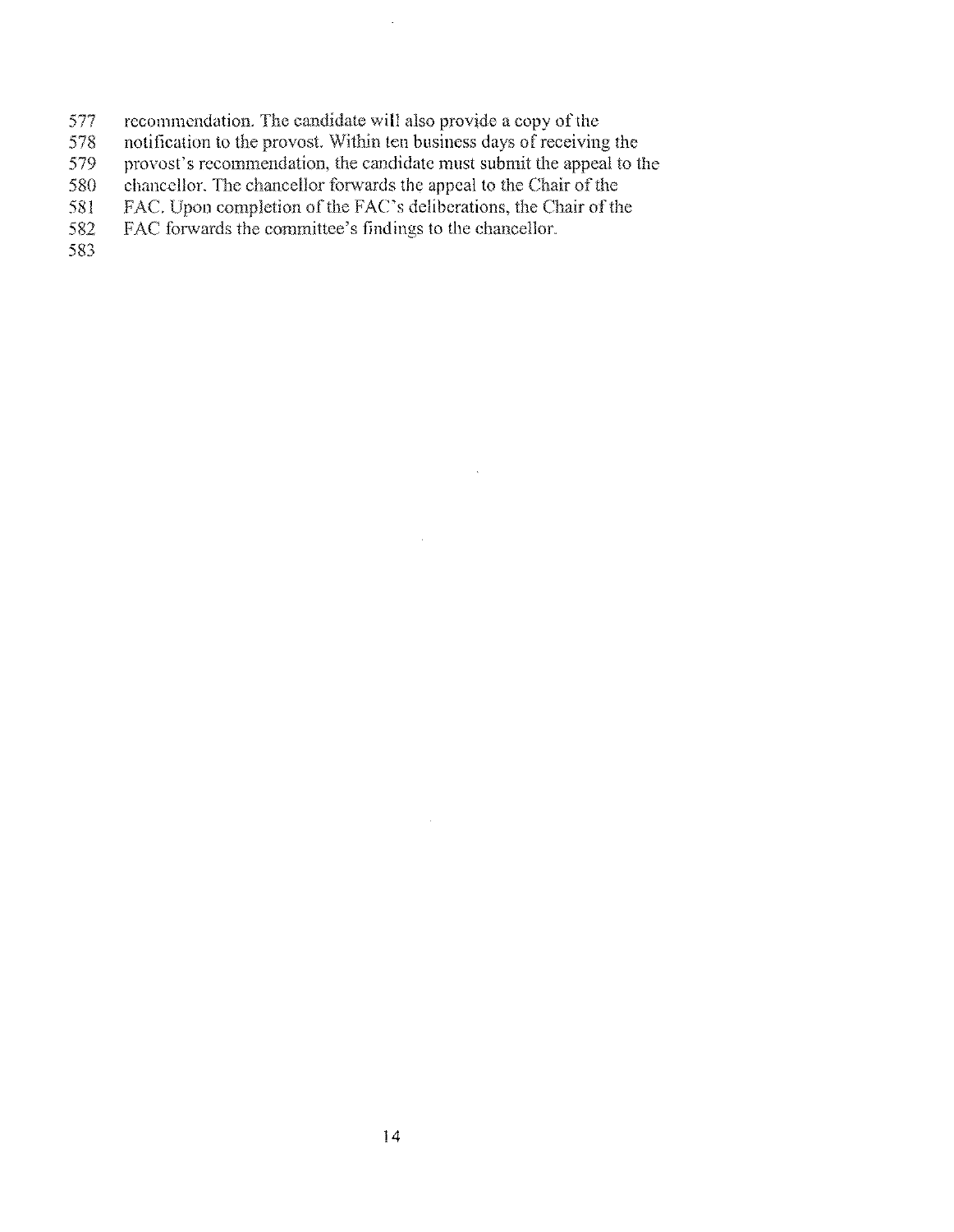recommendation. The candidate will also provide a copy of the notification to the provost. Within ten business days of receiving the provost's recommendation, the candidate must submit the appeal to the chancellor. The chancellor forwards the appeal to the Chair of the FAC. Upon completion of the FAC's deliberations, the Chair of the FAC forwards the committee's findings to the chancellor.